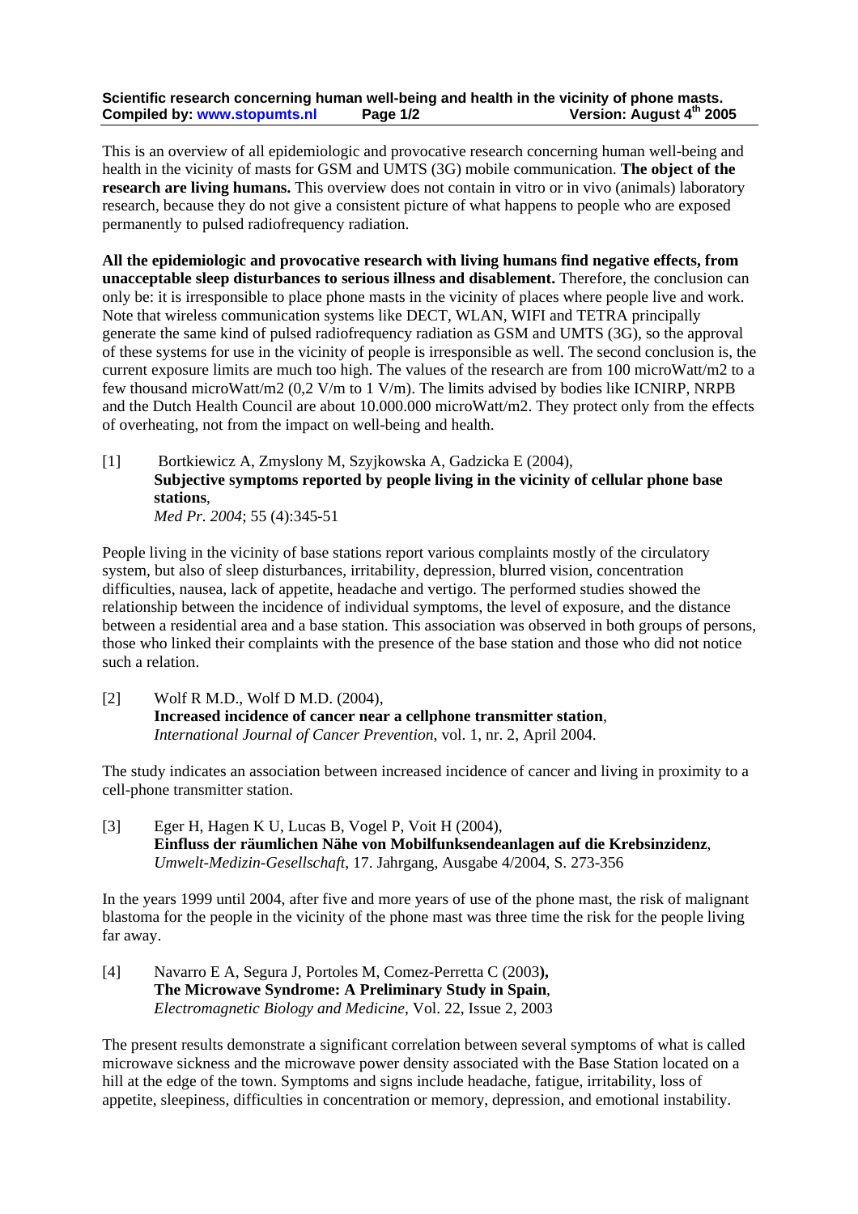# Scientific research concerning human well-being and health in the vicinity of phone masts.

**Compiled by: www.stopumts.nl** **Version: August 4th 2005**

This is an overview of all epidemiologic and provocative research concerning human well-being and health in the vicinity of masts for GSM and UMTS (3G) mobile communication. **The object of the research are living humans.** This overview does not contain in vitro or in vivo (animals) laboratory research, because they do not give a consistent picture of what happens to people who are exposed permanently to pulsed radiofrequency radiation.

**All the epidemiologic and provocative research with living humans find negative effects, from unacceptable sleep disturbances to serious illness and disablement.** Therefore, the conclusion can only be: it is irresponsible to place phone masts in the vicinity of places where people live and work. Note that wireless communication systems like DECT, WLAN, WIFI and TETRA principally generate the same kind of pulsed radiofrequency radiation as GSM and UMTS (3G), so the approval of these systems for use in the vicinity of people is irresponsible as well. The second conclusion is, the current exposure limits are much too high. The values of the research are from 100 microWatt/m2 to a few thousand microWatt/m2 (0,2 V/m to 1 V/m). The limits advised by bodies like ICNIRP, NRPB and the Dutch Health Council are about 10.000.000 microWatt/m2. They protect only from the effects of overheating, not from the impact on well-being and health.

[1] Bortkiewicz A, Zmyslony M, Szyjkowska A, Gadzicka E (2004),
**Subjective symptoms reported by people living in the vicinity of cellular phone base stations**,
*Med Pr. 2004*; 55 (4):345-51

People living in the vicinity of base stations report various complaints mostly of the circulatory system, but also of sleep disturbances, irritability, depression, blurred vision, concentration difficulties, nausea, lack of appetite, headache and vertigo. The performed studies showed the relationship between the incidence of individual symptoms, the level of exposure, and the distance between a residential area and a base station. This association was observed in both groups of persons, those who linked their complaints with the presence of the base station and those who did not notice such a relation.

[2] Wolf R M.D., Wolf D M.D. (2004),
**Increased incidence of cancer near a cellphone transmitter station**,
*International Journal of Cancer Prevention*, vol. 1, nr. 2, April 2004.

The study indicates an association between increased incidence of cancer and living in proximity to a cell-phone transmitter station.

[3] Eger H, Hagen K U, Lucas B, Vogel P, Voit H (2004),
**Einfluss der räumlichen Nähe von Mobilfunksendeanlagen auf die Krebsinzidenz**,
*Umwelt-Medizin-Gesellschaft*, 17. Jahrgang, Ausgabe 4/2004, S. 273-356

In the years 1999 until 2004, after five and more years of use of the phone mast, the risk of malignant blastoma for the people in the vicinity of the phone mast was three time the risk for the people living far away.

[4] Navarro E A, Segura J, Portoles M, Comez-Perretta C (2003**),**
**The Microwave Syndrome: A Preliminary Study in Spain**,
*Electromagnetic Biology and Medicine*, Vol. 22, Issue 2, 2003

The present results demonstrate a significant correlation between several symptoms of what is called microwave sickness and the microwave power density associated with the Base Station located on a hill at the edge of the town. Symptoms and signs include headache, fatigue, irritability, loss of appetite, sleepiness, difficulties in concentration or memory, depression, and emotional instability.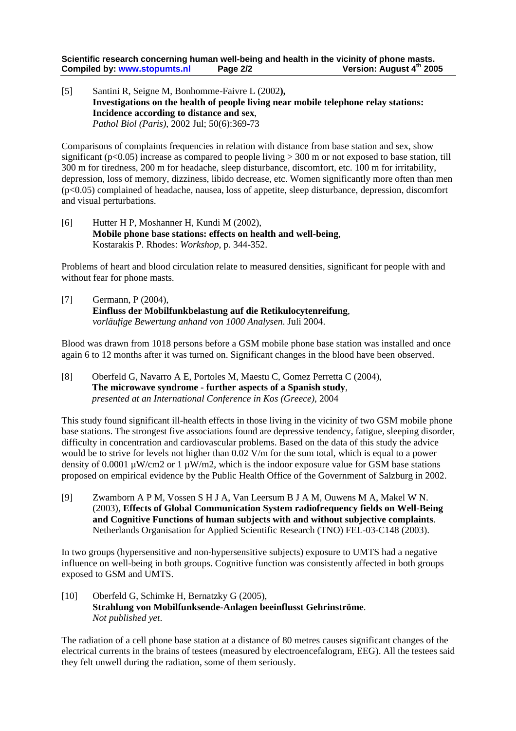[5] Santini R, Seigne M, Bonhomme-Faivre L (2002**),**
**Investigations on the health of people living near mobile telephone relay stations: Incidence according to distance and sex**,
*Pathol Biol (Paris)*, 2002 Jul; 50(6):369-73

Comparisons of complaints frequencies in relation with distance from base station and sex, show significant ($p<0.05$) increase as compared to people living > 300 m or not exposed to base station, till 300 m for tiredness, 200 m for headache, sleep disturbance, discomfort, etc. 100 m for irritability, depression, loss of memory, dizziness, libido decrease, etc. Women significantly more often than men ($p<0.05$) complained of headache, nausea, loss of appetite, sleep disturbance, depression, discomfort and visual perturbations.

[6] Hutter H P, Moshanner H, Kundi M (2002),
**Mobile phone base stations: effects on health and well-being**,
Kostarakis P. Rhodes: *Workshop*, p. 344-352.

Problems of heart and blood circulation relate to measured densities, significant for people with and without fear for phone masts.

[7] Germann, P (2004),
**Einfluss der Mobilfunkbelastung auf die Retikulocytenreifung**,
*vorläufige Bewertung anhand von 1000 Analysen*. Juli 2004.

Blood was drawn from 1018 persons before a GSM mobile phone base station was installed and once again 6 to 12 months after it was turned on. Significant changes in the blood have been observed.

[8] Oberfeld G, Navarro A E, Portoles M, Maestu C, Gomez Perretta C (2004),
**The microwave syndrome - further aspects of a Spanish study**,
*presented at an International Conference in Kos (Greece)*, 2004

This study found significant ill-health effects in those living in the vicinity of two GSM mobile phone base stations. The strongest five associations found are depressive tendency, fatigue, sleeping disorder, difficulty in concentration and cardiovascular problems. Based on the data of this study the advice would be to strive for levels not higher than 0.02 V/m for the sum total, which is equal to a power density of 0.0001 µW/cm2 or 1 µW/m2, which is the indoor exposure value for GSM base stations proposed on empirical evidence by the Public Health Office of the Government of Salzburg in 2002.

[9] Zwamborn A P M, Vossen S H J A, Van Leersum B J A M, Ouwens M A, Makel W N. (2003), **Effects of Global Communication System radiofrequency fields on Well-Being and Cognitive Functions of human subjects with and without subjective complaints**. Netherlands Organisation for Applied Scientific Research (TNO) FEL-03-C148 (2003).

In two groups (hypersensitive and non-hypersensitive subjects) exposure to UMTS had a negative influence on well-being in both groups. Cognitive function was consistently affected in both groups exposed to GSM and UMTS.

[10] Oberfeld G, Schimke H, Bernatzky G (2005),
**Strahlung von Mobilfunksende-Anlagen beeinflusst Gehrinströme**.
*Not published yet*.

The radiation of a cell phone base station at a distance of 80 metres causes significant changes of the electrical currents in the brains of testees (measured by electroencefalogram, EEG). All the testees said they felt unwell during the radiation, some of them seriously.